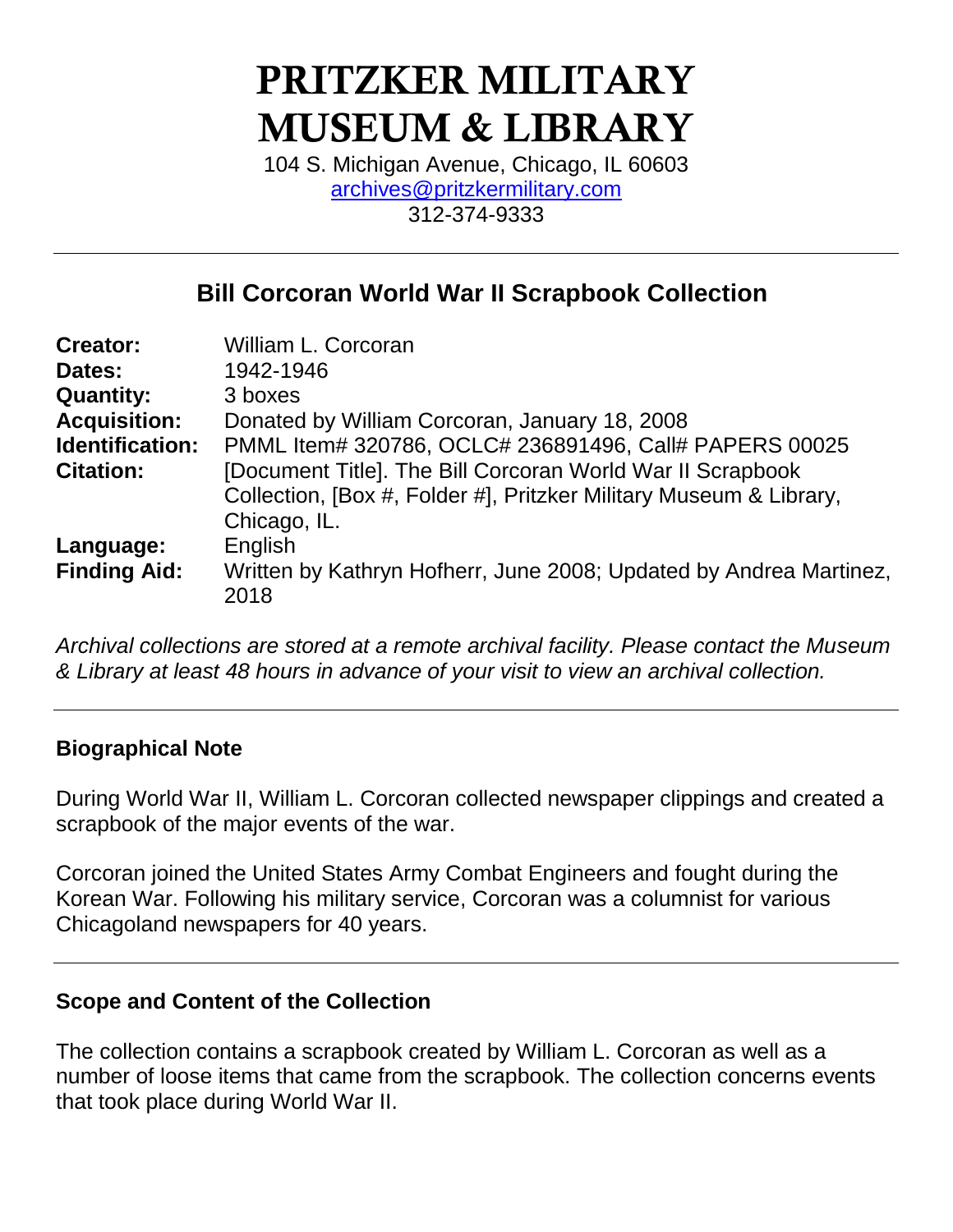# PRITZKER MILITARY MUSEUM & LIBRARY

104 S. Michigan Avenue, Chicago, IL 60603
archives@pritzkermilitary.com
312-374-9333

---

## Bill Corcoran World War II Scrapbook Collection

| | |
|---|---|
| **Creator:** | William L. Corcoran |
| **Dates:** | 1942-1946 |
| **Quantity:** | 3 boxes |
| **Acquisition:** | Donated by William Corcoran, January 18, 2008 |
| **Identification:** | PMML Item# 320786, OCLC# 236891496, Call# PAPERS 00025 |
| **Citation:** | [Document Title]. The Bill Corcoran World War II Scrapbook Collection, [Box #, Folder #], Pritzker Military Museum & Library, Chicago, IL. |
| **Language:** | English |
| **Finding Aid:** | Written by Kathryn Hofherr, June 2008; Updated by Andrea Martinez, 2018 |

*Archival collections are stored at a remote archival facility. Please contact the Museum & Library at least 48 hours in advance of your visit to view an archival collection.*

---

### Biographical Note

During World War II, William L. Corcoran collected newspaper clippings and created a scrapbook of the major events of the war.

Corcoran joined the United States Army Combat Engineers and fought during the Korean War. Following his military service, Corcoran was a columnist for various Chicagoland newspapers for 40 years.

---

### Scope and Content of the Collection

The collection contains a scrapbook created by William L. Corcoran as well as a number of loose items that came from the scrapbook. The collection concerns events that took place during World War II.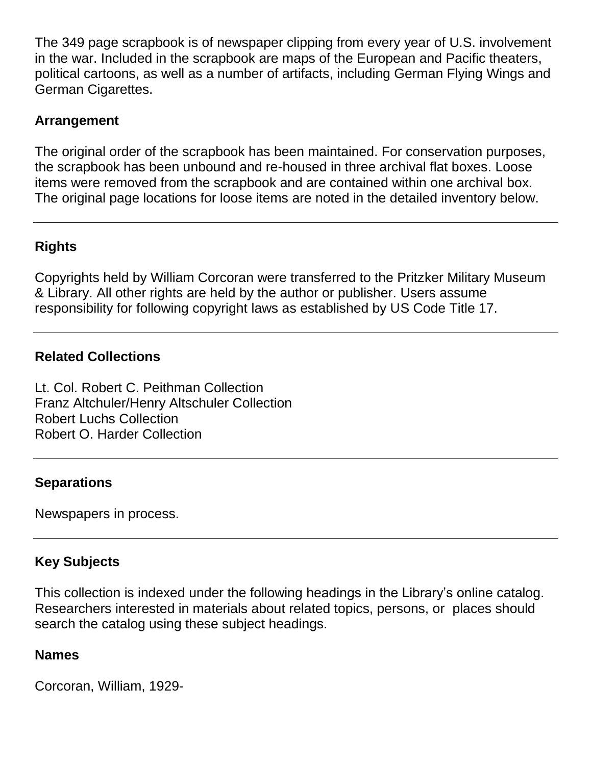The 349 page scrapbook is of newspaper clipping from every year of U.S. involvement in the war. Included in the scrapbook are maps of the European and Pacific theaters, political cartoons, as well as a number of artifacts, including German Flying Wings and German Cigarettes.

### Arrangement

The original order of the scrapbook has been maintained. For conservation purposes, the scrapbook has been unbound and re-housed in three archival flat boxes. Loose items were removed from the scrapbook and are contained within one archival box. The original page locations for loose items are noted in the detailed inventory below.

---

### Rights

Copyrights held by William Corcoran were transferred to the Pritzker Military Museum & Library. All other rights are held by the author or publisher. Users assume responsibility for following copyright laws as established by US Code Title 17.

---

### Related Collections

Lt. Col. Robert C. Peithman Collection
Franz Altchuler/Henry Altschuler Collection
Robert Luchs Collection
Robert O. Harder Collection

---

### Separations

Newspapers in process.

---

### Key Subjects

This collection is indexed under the following headings in the Library's online catalog. Researchers interested in materials about related topics, persons, or places should search the catalog using these subject headings.

### Names

Corcoran, William, 1929-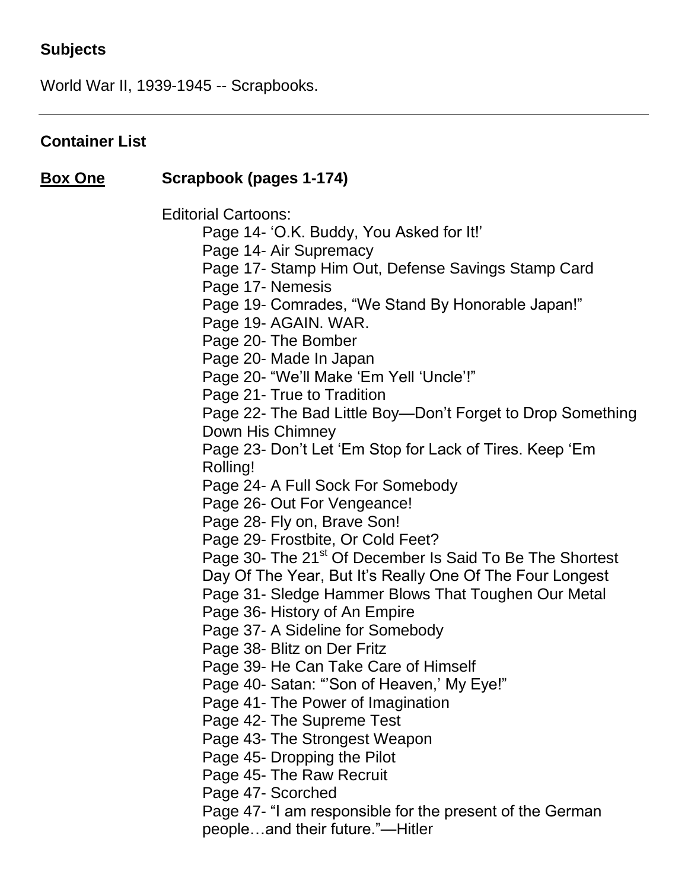**Subjects**

World War II, 1939-1945 -- Scrapbooks.

---

**Container List**

**<u>Box One</u>** **Scrapbook (pages 1-174)**

Editorial Cartoons:

- Page 14- 'O.K. Buddy, You Asked for It!'
- Page 14- Air Supremacy
- Page 17- Stamp Him Out, Defense Savings Stamp Card
- Page 17- Nemesis
- Page 19- Comrades, "We Stand By Honorable Japan!"
- Page 19- AGAIN. WAR.
- Page 20- The Bomber
- Page 20- Made In Japan
- Page 20- "We'll Make 'Em Yell 'Uncle'!"
- Page 21- True to Tradition
- Page 22- The Bad Little Boy—Don't Forget to Drop Something Down His Chimney
- Page 23- Don't Let 'Em Stop for Lack of Tires. Keep 'Em Rolling!
- Page 24- A Full Sock For Somebody
- Page 26- Out For Vengeance!
- Page 28- Fly on, Brave Son!
- Page 29- Frostbite, Or Cold Feet?
- Page 30- The 21st Of December Is Said To Be The Shortest Day Of The Year, But It's Really One Of The Four Longest
- Page 31- Sledge Hammer Blows That Toughen Our Metal
- Page 36- History of An Empire
- Page 37- A Sideline for Somebody
- Page 38- Blitz on Der Fritz
- Page 39- He Can Take Care of Himself
- Page 40- Satan: "'Son of Heaven,' My Eye!"
- Page 41- The Power of Imagination
- Page 42- The Supreme Test
- Page 43- The Strongest Weapon
- Page 45- Dropping the Pilot
- Page 45- The Raw Recruit
- Page 47- Scorched
- Page 47- "I am responsible for the present of the German people…and their future."—Hitler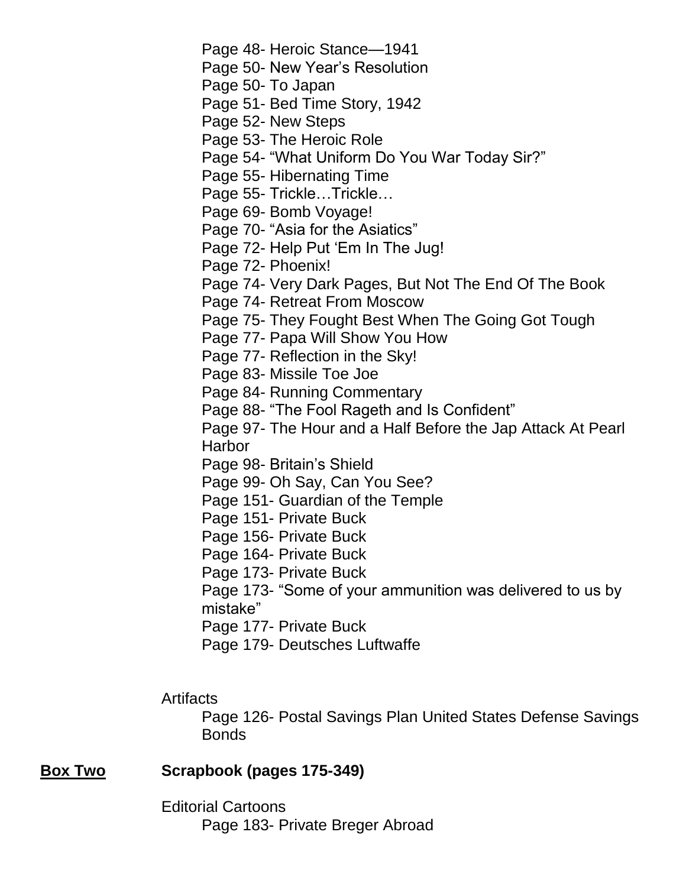Page 48- Heroic Stance—1941
Page 50- New Year's Resolution
Page 50- To Japan
Page 51- Bed Time Story, 1942
Page 52- New Steps
Page 53- The Heroic Role
Page 54- "What Uniform Do You War Today Sir?"
Page 55- Hibernating Time
Page 55- Trickle…Trickle…
Page 69- Bomb Voyage!
Page 70- "Asia for the Asiatics"
Page 72- Help Put 'Em In The Jug!
Page 72- Phoenix!
Page 74- Very Dark Pages, But Not The End Of The Book
Page 74- Retreat From Moscow
Page 75- They Fought Best When The Going Got Tough
Page 77- Papa Will Show You How
Page 77- Reflection in the Sky!
Page 83- Missile Toe Joe
Page 84- Running Commentary
Page 88- "The Fool Rageth and Is Confident"
Page 97- The Hour and a Half Before the Jap Attack At Pearl Harbor
Page 98- Britain's Shield
Page 99- Oh Say, Can You See?
Page 151- Guardian of the Temple
Page 151- Private Buck
Page 156- Private Buck
Page 164- Private Buck
Page 173- Private Buck
Page 173- "Some of your ammunition was delivered to us by mistake"
Page 177- Private Buck
Page 179- Deutsches Luftwaffe

Artifacts

Page 126- Postal Savings Plan United States Defense Savings Bonds

**<u>Box Two</u>** **Scrapbook (pages 175-349)**

Editorial Cartoons

Page 183- Private Breger Abroad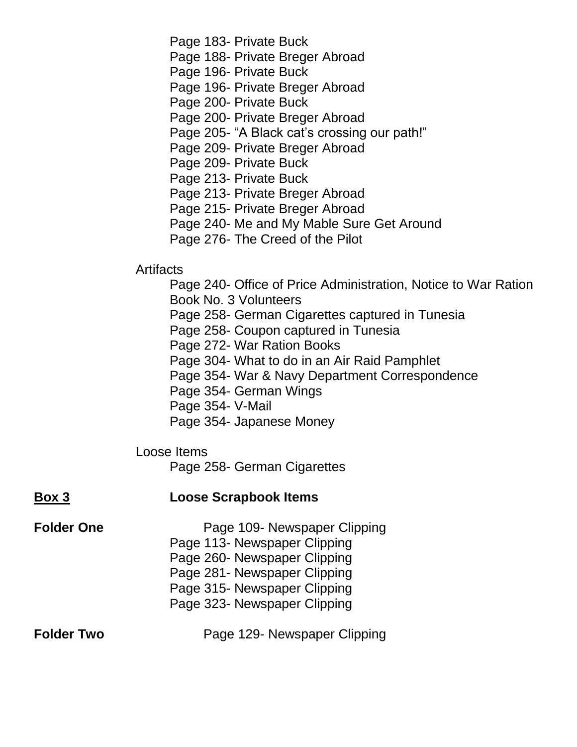Page 183- Private Buck
Page 188- Private Breger Abroad
Page 196- Private Buck
Page 196- Private Breger Abroad
Page 200- Private Buck
Page 200- Private Breger Abroad
Page 205- "A Black cat's crossing our path!"
Page 209- Private Breger Abroad
Page 209- Private Buck
Page 213- Private Buck
Page 213- Private Breger Abroad
Page 215- Private Breger Abroad
Page 240- Me and My Mable Sure Get Around
Page 276- The Creed of the Pilot

Artifacts

Page 240- Office of Price Administration, Notice to War Ration Book No. 3 Volunteers
Page 258- German Cigarettes captured in Tunesia
Page 258- Coupon captured in Tunesia
Page 272- War Ration Books
Page 304- What to do in an Air Raid Pamphlet
Page 354- War & Navy Department Correspondence
Page 354- German Wings
Page 354- V-Mail
Page 354- Japanese Money

Loose Items

Page 258- German Cigarettes

**Box 3** **Loose Scrapbook Items**

**Folder One**

Page 109- Newspaper Clipping
Page 113- Newspaper Clipping
Page 260- Newspaper Clipping
Page 281- Newspaper Clipping
Page 315- Newspaper Clipping
Page 323- Newspaper Clipping

**Folder Two**

Page 129- Newspaper Clipping